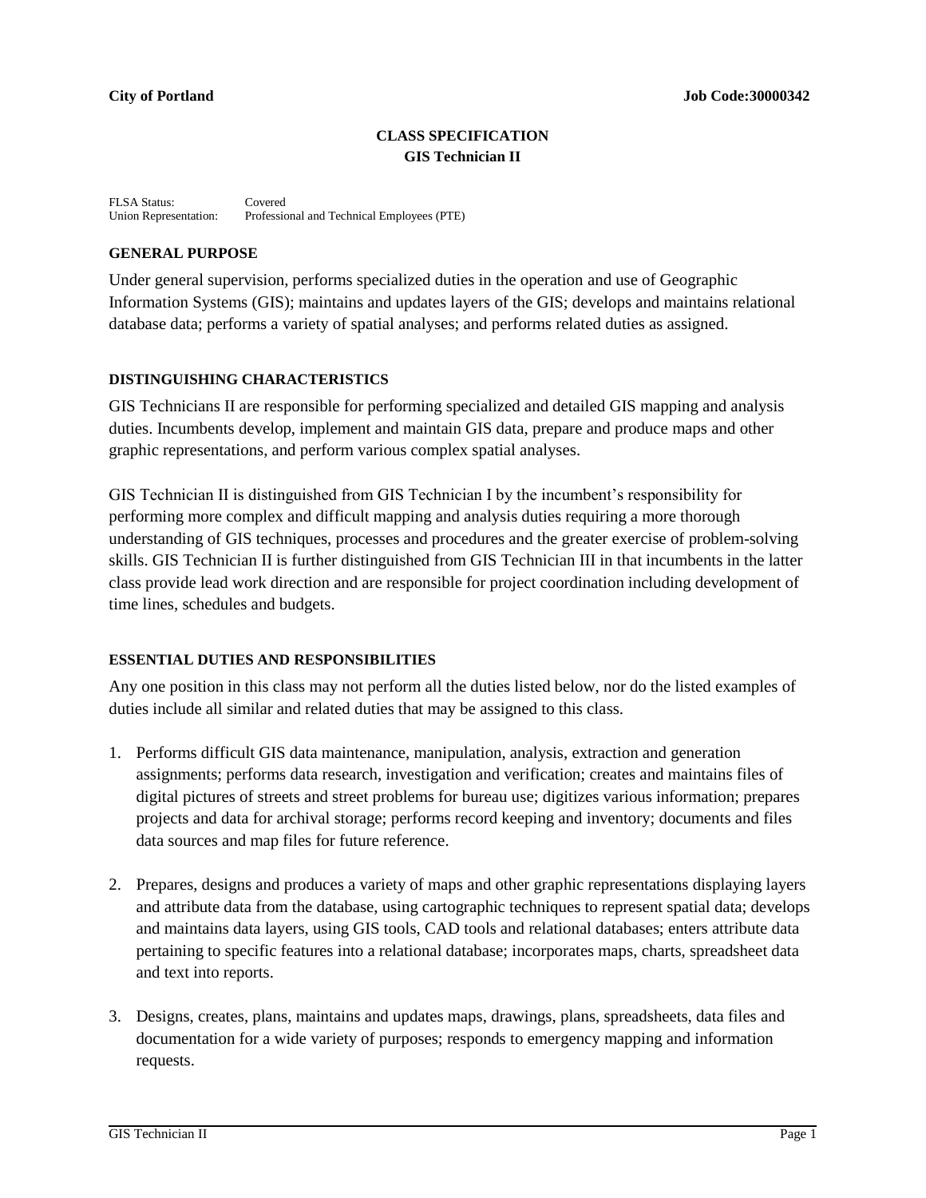**City of Portland** **Job Code:30000342**

# CLASS SPECIFICATION
## GIS Technician II

FLSA Status: Covered
Union Representation: Professional and Technical Employees (PTE)

### GENERAL PURPOSE

Under general supervision, performs specialized duties in the operation and use of Geographic Information Systems (GIS); maintains and updates layers of the GIS; develops and maintains relational database data; performs a variety of spatial analyses; and performs related duties as assigned.

### DISTINGUISHING CHARACTERISTICS

GIS Technicians II are responsible for performing specialized and detailed GIS mapping and analysis duties. Incumbents develop, implement and maintain GIS data, prepare and produce maps and other graphic representations, and perform various complex spatial analyses.

GIS Technician II is distinguished from GIS Technician I by the incumbent's responsibility for performing more complex and difficult mapping and analysis duties requiring a more thorough understanding of GIS techniques, processes and procedures and the greater exercise of problem-solving skills. GIS Technician II is further distinguished from GIS Technician III in that incumbents in the latter class provide lead work direction and are responsible for project coordination including development of time lines, schedules and budgets.

### ESSENTIAL DUTIES AND RESPONSIBILITIES

Any one position in this class may not perform all the duties listed below, nor do the listed examples of duties include all similar and related duties that may be assigned to this class.

1. Performs difficult GIS data maintenance, manipulation, analysis, extraction and generation assignments; performs data research, investigation and verification; creates and maintains files of digital pictures of streets and street problems for bureau use; digitizes various information; prepares projects and data for archival storage; performs record keeping and inventory; documents and files data sources and map files for future reference.

2. Prepares, designs and produces a variety of maps and other graphic representations displaying layers and attribute data from the database, using cartographic techniques to represent spatial data; develops and maintains data layers, using GIS tools, CAD tools and relational databases; enters attribute data pertaining to specific features into a relational database; incorporates maps, charts, spreadsheet data and text into reports.

3. Designs, creates, plans, maintains and updates maps, drawings, plans, spreadsheets, data files and documentation for a wide variety of purposes; responds to emergency mapping and information requests.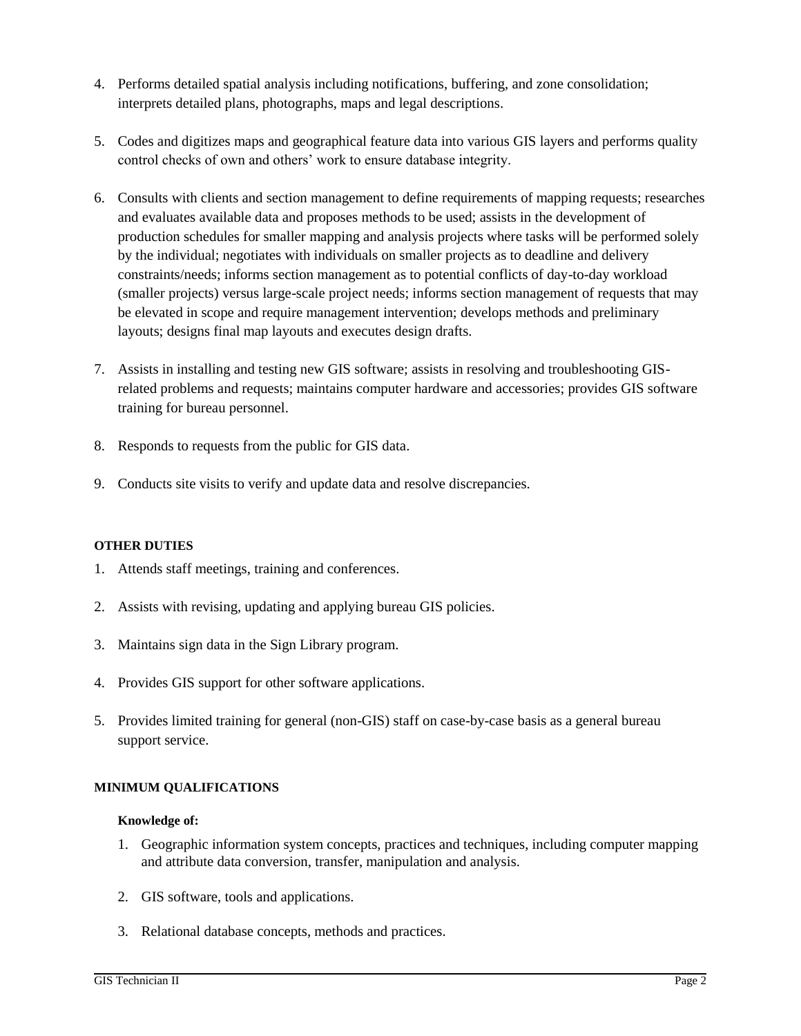4. Performs detailed spatial analysis including notifications, buffering, and zone consolidation; interprets detailed plans, photographs, maps and legal descriptions.

5. Codes and digitizes maps and geographical feature data into various GIS layers and performs quality control checks of own and others' work to ensure database integrity.

6. Consults with clients and section management to define requirements of mapping requests; researches and evaluates available data and proposes methods to be used; assists in the development of production schedules for smaller mapping and analysis projects where tasks will be performed solely by the individual; negotiates with individuals on smaller projects as to deadline and delivery constraints/needs; informs section management as to potential conflicts of day-to-day workload (smaller projects) versus large-scale project needs; informs section management of requests that may be elevated in scope and require management intervention; develops methods and preliminary layouts; designs final map layouts and executes design drafts.

7. Assists in installing and testing new GIS software; assists in resolving and troubleshooting GIS-related problems and requests; maintains computer hardware and accessories; provides GIS software training for bureau personnel.

8. Responds to requests from the public for GIS data.

9. Conducts site visits to verify and update data and resolve discrepancies.

#### OTHER DUTIES

1. Attends staff meetings, training and conferences.

2. Assists with revising, updating and applying bureau GIS policies.

3. Maintains sign data in the Sign Library program.

4. Provides GIS support for other software applications.

5. Provides limited training for general (non-GIS) staff on case-by-case basis as a general bureau support service.

#### MINIMUM QUALIFICATIONS

**Knowledge of:**

1. Geographic information system concepts, practices and techniques, including computer mapping and attribute data conversion, transfer, manipulation and analysis.

2. GIS software, tools and applications.

3. Relational database concepts, methods and practices.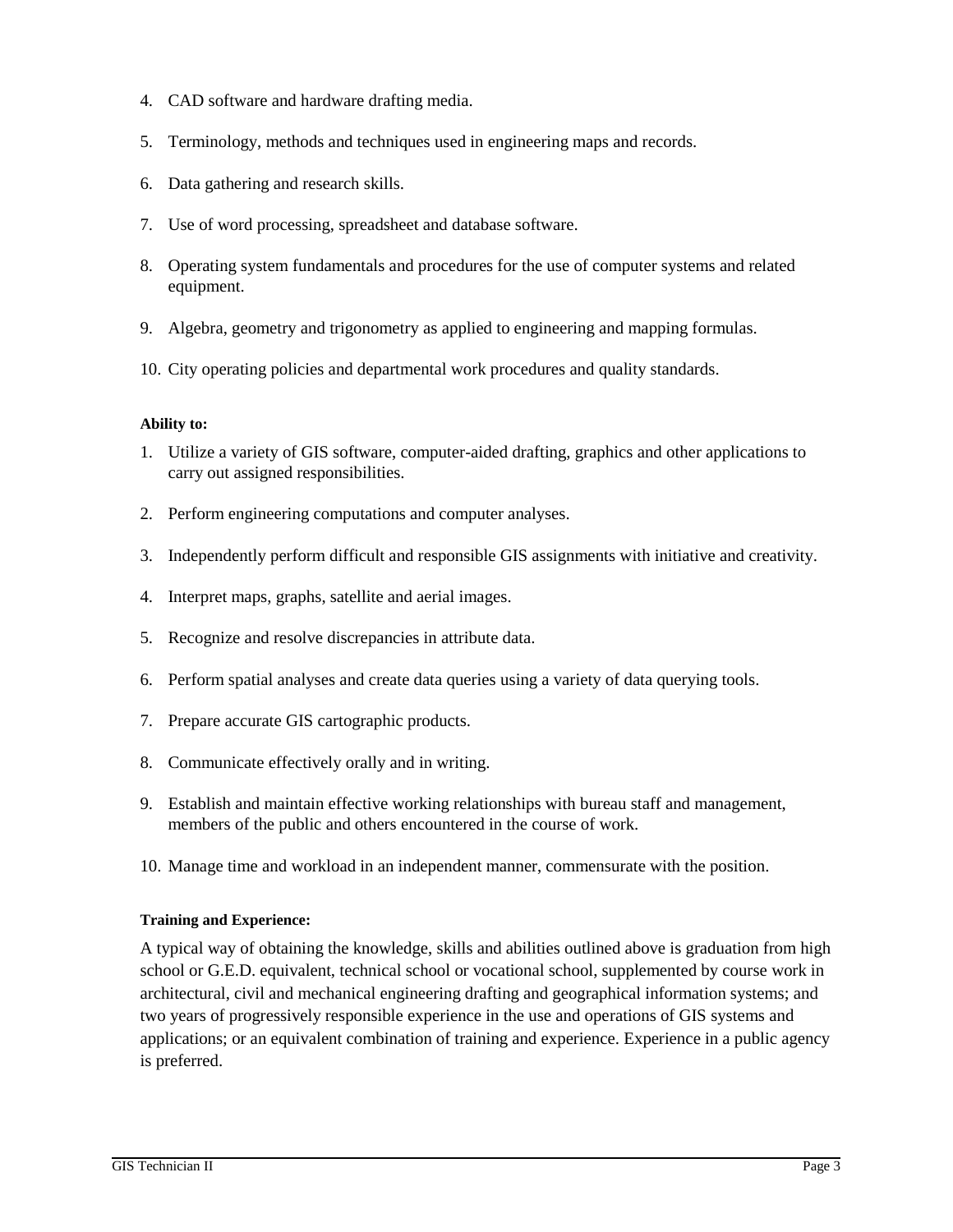4. CAD software and hardware drafting media.

5. Terminology, methods and techniques used in engineering maps and records.

6. Data gathering and research skills.

7. Use of word processing, spreadsheet and database software.

8. Operating system fundamentals and procedures for the use of computer systems and related equipment.

9. Algebra, geometry and trigonometry as applied to engineering and mapping formulas.

10. City operating policies and departmental work procedures and quality standards.

**Ability to:**

1. Utilize a variety of GIS software, computer-aided drafting, graphics and other applications to carry out assigned responsibilities.

2. Perform engineering computations and computer analyses.

3. Independently perform difficult and responsible GIS assignments with initiative and creativity.

4. Interpret maps, graphs, satellite and aerial images.

5. Recognize and resolve discrepancies in attribute data.

6. Perform spatial analyses and create data queries using a variety of data querying tools.

7. Prepare accurate GIS cartographic products.

8. Communicate effectively orally and in writing.

9. Establish and maintain effective working relationships with bureau staff and management, members of the public and others encountered in the course of work.

10. Manage time and workload in an independent manner, commensurate with the position.

**Training and Experience:**

A typical way of obtaining the knowledge, skills and abilities outlined above is graduation from high school or G.E.D. equivalent, technical school or vocational school, supplemented by course work in architectural, civil and mechanical engineering drafting and geographical information systems; and two years of progressively responsible experience in the use and operations of GIS systems and applications; or an equivalent combination of training and experience. Experience in a public agency is preferred.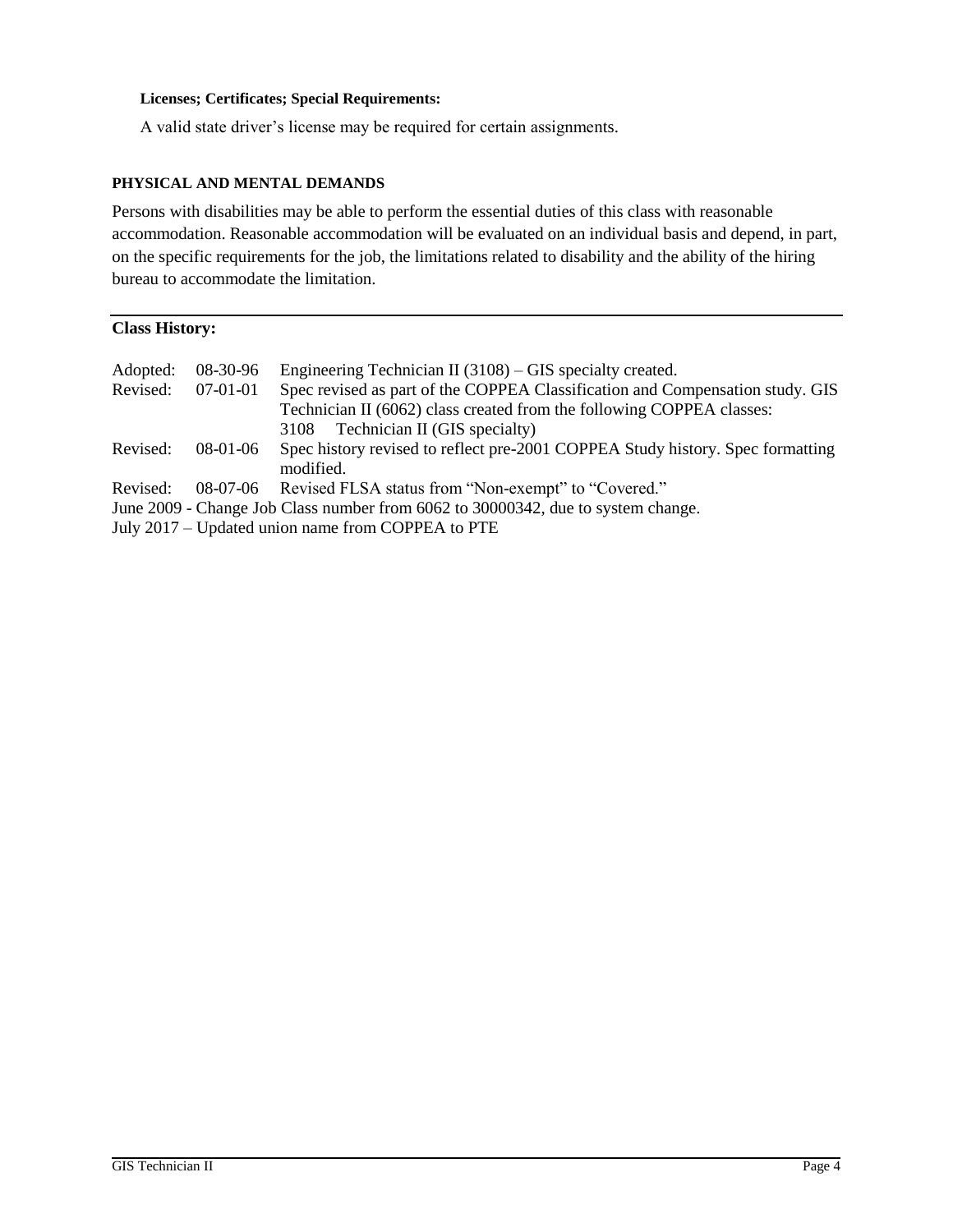**Licenses; Certificates; Special Requirements:**

A valid state driver's license may be required for certain assignments.

## PHYSICAL AND MENTAL DEMANDS

Persons with disabilities may be able to perform the essential duties of this class with reasonable accommodation. Reasonable accommodation will be evaluated on an individual basis and depend, in part, on the specific requirements for the job, the limitations related to disability and the ability of the hiring bureau to accommodate the limitation.

---

**Class History:**

| | | |
|---|---|---|
| Adopted: | 08-30-96 | Engineering Technician II (3108) – GIS specialty created. |
| Revised: | 07-01-01 | Spec revised as part of the COPPEA Classification and Compensation study. GIS Technician II (6062) class created from the following COPPEA classes: 3108 Technician II (GIS specialty) |
| Revised: | 08-01-06 | Spec history revised to reflect pre-2001 COPPEA Study history. Spec formatting modified. |
| Revised: | 08-07-06 | Revised FLSA status from "Non-exempt" to "Covered." |

June 2009 - Change Job Class number from 6062 to 30000342, due to system change.

July 2017 – Updated union name from COPPEA to PTE